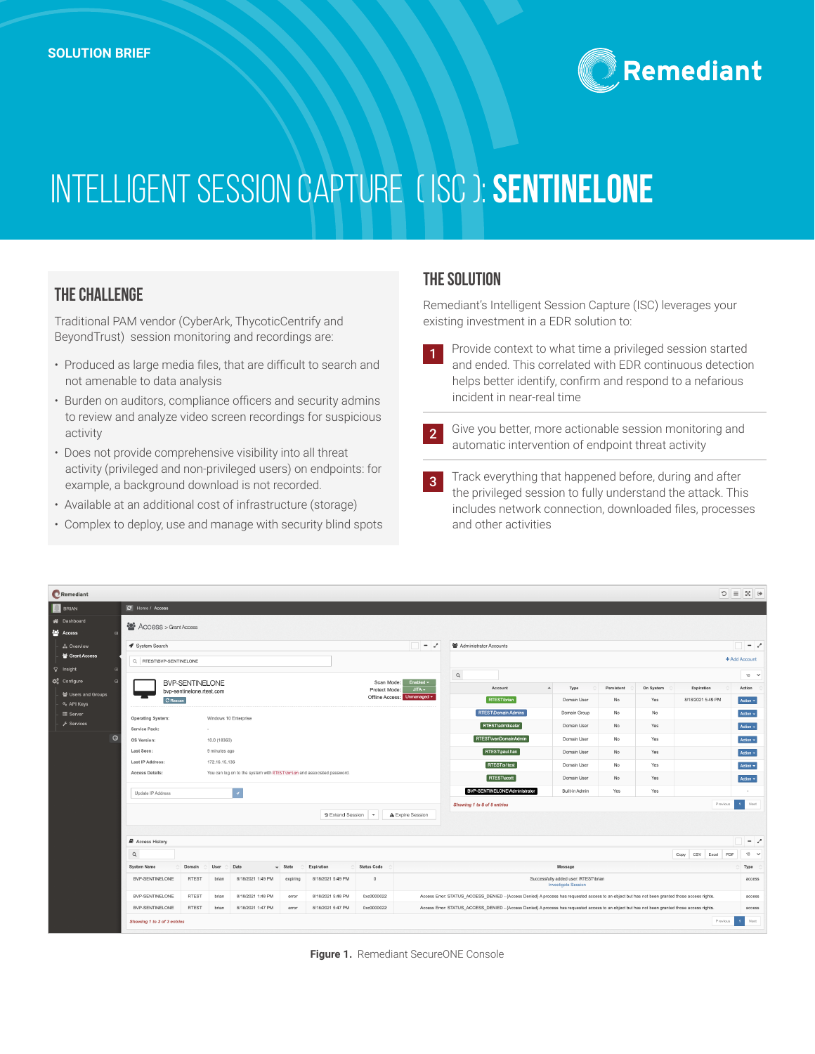SOLUTION BRIEF

Remediant

# INTELLIGENT SESSION CAPTURE (ISC): SENTINELONE

## THE CHALLENGE

Traditional PAM vendor (CyberArk, ThycoticCentrify and BeyondTrust) session monitoring and recordings are:

- Produced as large media files, that are difficult to search and not amenable to data analysis
- Burden on auditors, compliance officers and security admins to review and analyze video screen recordings for suspicious activity
- Does not provide comprehensive visibility into all threat activity (privileged and non-privileged users) on endpoints: for example, a background download is not recorded.
- Available at an additional cost of infrastructure (storage)
- Complex to deploy, use and manage with security blind spots

## THE SOLUTION

Remediant's Intelligent Session Capture (ISC) leverages your existing investment in a EDR solution to:

1. Provide context to what time a privileged session started and ended. This correlated with EDR continuous detection helps better identify, confirm and respond to a nefarious incident in near-real time
2. Give you better, more actionable session monitoring and automatic intervention of endpoint threat activity
3. Track everything that happened before, during and after the privileged session to fully understand the attack. This includes network connection, downloaded files, processes and other activities

**Figure 1.** Remediant SecureONE Console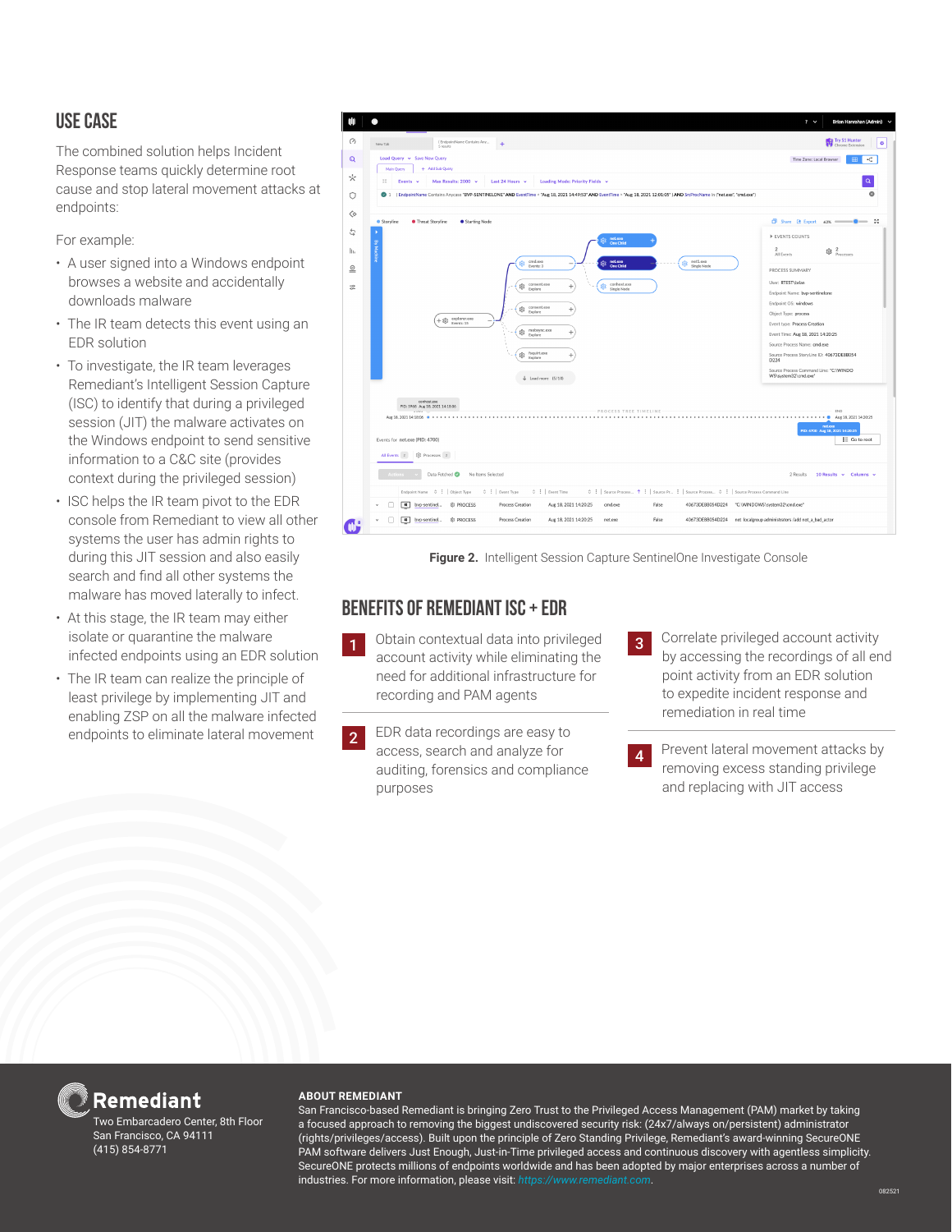## USE CASE

The combined solution helps Incident Response teams quickly determine root cause and stop lateral movement attacks at endpoints:

For example:

- A user signed into a Windows endpoint browses a website and accidentally downloads malware
- The IR team detects this event using an EDR solution
- To investigate, the IR team leverages Remediant's Intelligent Session Capture (ISC) to identify that during a privileged session (JIT) the malware activates on the Windows endpoint to send sensitive information to a C&C site (provides context during the privileged session)
- ISC helps the IR team pivot to the EDR console from Remediant to view all other systems the user has admin rights to during this JIT session and also easily search and find all other systems the malware has moved laterally to infect.
- At this stage, the IR team may either isolate or quarantine the malware infected endpoints using an EDR solution
- The IR team can realize the principle of least privilege by implementing JIT and enabling ZSP on all the malware infected endpoints to eliminate lateral movement

**Figure 2.** Intelligent Session Capture SentinelOne Investigate Console

## BENEFITS OF REMEDIANT ISC + EDR

1. Obtain contextual data into privileged account activity while eliminating the need for additional infrastructure for recording and PAM agents
2. EDR data recordings are easy to access, search and analyze for auditing, forensics and compliance purposes
3. Correlate privileged account activity by accessing the recordings of all end point activity from an EDR solution to expedite incident response and remediation in real time
4. Prevent lateral movement attacks by removing excess standing privilege and replacing with JIT access

**Remediant**
Two Embarcadero Center, 8th Floor
San Francisco, CA 94111
(415) 854-8771

**ABOUT REMEDIANT**
San Francisco-based Remediant is bringing Zero Trust to the Privileged Access Management (PAM) market by taking a focused approach to removing the biggest undiscovered security risk: (24x7/always on/persistent) administrator (rights/privileges/access). Built upon the principle of Zero Standing Privilege, Remediant's award-winning SecureONE PAM software delivers Just Enough, Just-in-Time privileged access and continuous discovery with agentless simplicity. SecureONE protects millions of endpoints worldwide and has been adopted by major enterprises across a number of industries. For more information, please visit: https://www.remediant.com.

082521